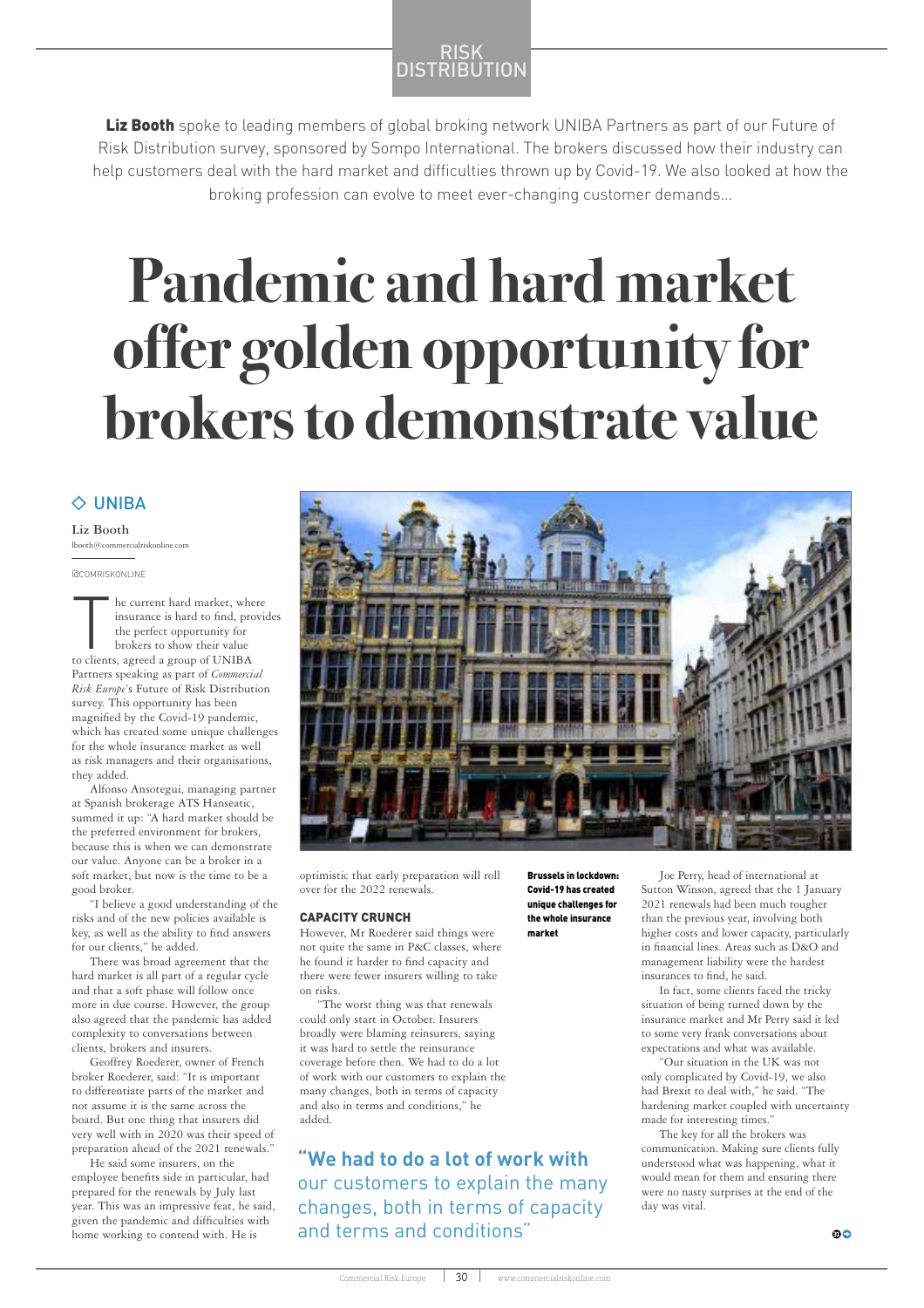RISK DISTRIBUTION

**Liz Booth** spoke to leading members of global broking network UNIBA Partners as part of our Future of Risk Distribution survey, sponsored by Sompo International. The brokers discussed how their industry can help customers deal with the hard market and difficulties thrown up by Covid-19. We also looked at how the broking profession can evolve to meet ever-changing customer demands...

# Pandemic and hard market offer golden opportunity for brokers to demonstrate value

◇ UNIBA

Liz Booth
lbooth@commercialriskonline.com

@COMRISKONLINE

The current hard market, where insurance is hard to find, provides the perfect opportunity for brokers to show their value to clients, agreed a group of UNIBA Partners speaking as part of *Commercial Risk Europe*'s Future of Risk Distribution survey. This opportunity has been magnified by the Covid-19 pandemic, which has created some unique challenges for the whole insurance market as well as risk managers and their organisations, they added.

Alfonso Ansotegui, managing partner at Spanish brokerage ATS Hanseatic, summed it up: "A hard market should be the preferred environment for brokers, because this is when we can demonstrate our value. Anyone can be a broker in a soft market, but now is the time to be a good broker.

"I believe a good understanding of the risks and of the new policies available is key, as well as the ability to find answers for our clients," he added.

There was broad agreement that the hard market is all part of a regular cycle and that a soft phase will follow once more in due course. However, the group also agreed that the pandemic has added complexity to conversations between clients, brokers and insurers.

Geoffrey Roederer, owner of French broker Roederer, said: "It is important to differentiate parts of the market and not assume it is the same across the board. But one thing that insurers did very well with in 2020 was their speed of preparation ahead of the 2021 renewals."

He said some insurers, on the employee benefits side in particular, had prepared for the renewals by July last year. This was an impressive feat, he said, given the pandemic and difficulties with home working to contend with. He is optimistic that early preparation will roll over for the 2022 renewals.

**Brussels in lockdown: Covid-19 has created unique challenges for the whole insurance market**

### CAPACITY CRUNCH

However, Mr Roederer said things were not quite the same in P&C classes, where he found it harder to find capacity and there were fewer insurers willing to take on risks.

"The worst thing was that renewals could only start in October. Insurers broadly were blaming reinsurers, saying it was hard to settle the reinsurance coverage before then. We had to do a lot of work with our customers to explain the many changes, both in terms of capacity and also in terms and conditions," he added.

> **"We had to do a lot of work with** our customers to explain the many changes, both in terms of capacity and terms and conditions"

Joe Perry, head of international at Sutton Winson, agreed that the 1 January 2021 renewals had been much tougher than the previous year, involving both higher costs and lower capacity, particularly in financial lines. Areas such as D&O and management liability were the hardest insurances to find, he said.

In fact, some clients faced the tricky situation of being turned down by the insurance market and Mr Perry said it led to some very frank conversations about expectations and what was available.

"Our situation in the UK was not only complicated by Covid-19, we also had Brexit to deal with," he said. "The hardening market coupled with uncertainty made for interesting times."

The key for all the brokers was communication. Making sure clients fully understood what was happening, what it would mean for them and ensuring there were no nasty surprises at the end of the day was vital.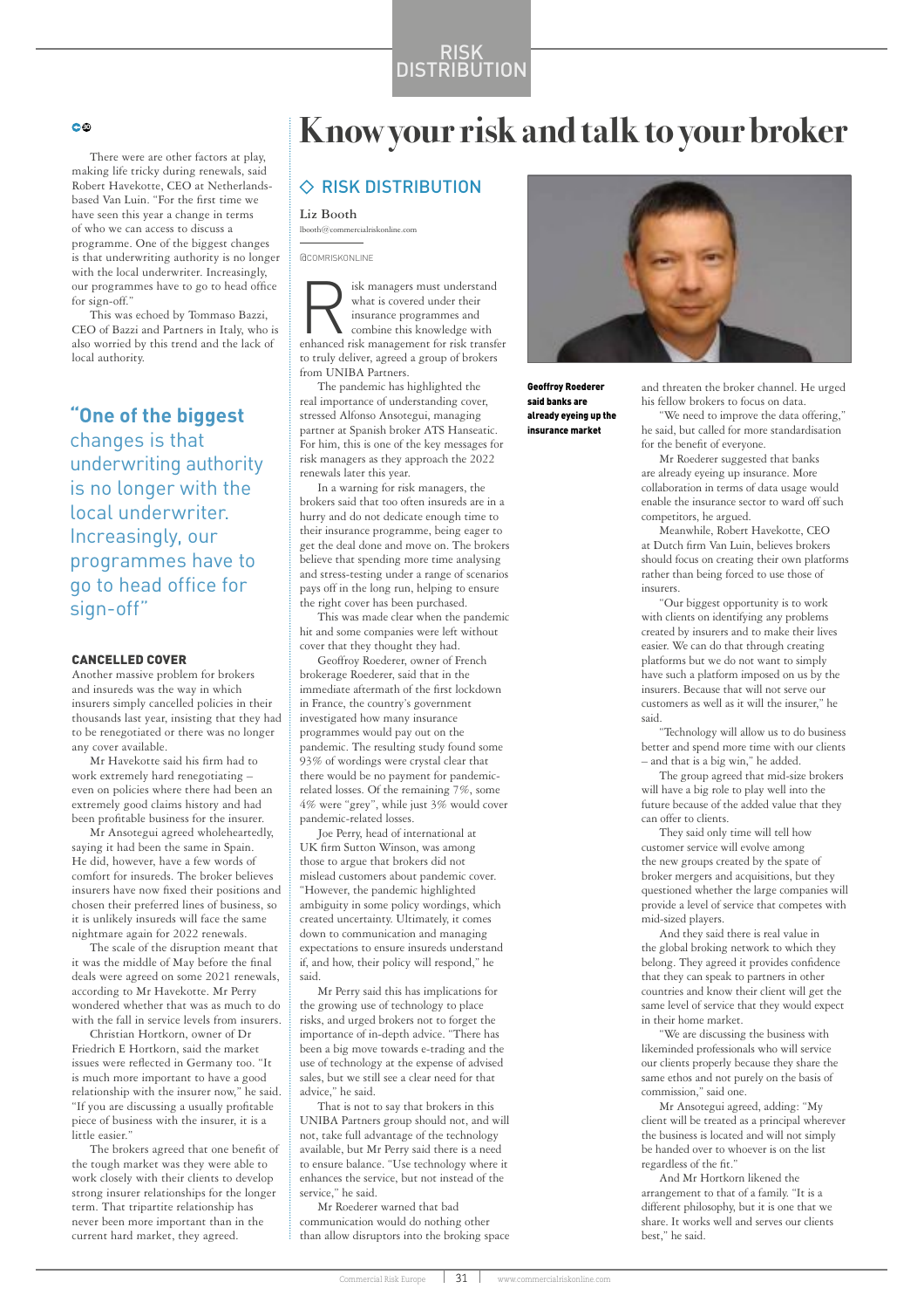There were are other factors at play, making life tricky during renewals, said Robert Havekotte, CEO at Netherlands-based Van Luin. "For the first time we have seen this year a change in terms of who we can access to discuss a programme. One of the biggest changes is that underwriting authority is no longer with the local underwriter. Increasingly, our programmes have to go to head office for sign-off."

This was echoed by Tommaso Bazzi, CEO of Bazzi and Partners in Italy, who is also worried by this trend and the lack of local authority.

> "One of the biggest changes is that underwriting authority is no longer with the local underwriter. Increasingly, our programmes have to go to head office for sign-off"

### CANCELLED COVER

Another massive problem for brokers and insureds was the way in which insurers simply cancelled policies in their thousands last year, insisting that they had to be renegotiated or there was no longer any cover available.

Mr Havekotte said his firm had to work extremely hard renegotiating – even on policies where there had been an extremely good claims history and had been profitable business for the insurer.

Mr Ansotegui agreed wholeheartedly, saying it had been the same in Spain. He did, however, have a few words of comfort for insureds. The broker believes insurers have now fixed their positions and chosen their preferred lines of business, so it is unlikely insureds will face the same nightmare again for 2022 renewals.

The scale of the disruption meant that it was the middle of May before the final deals were agreed on some 2021 renewals, according to Mr Havekotte. Mr Perry wondered whether that was as much to do with the fall in service levels from insurers.

Christian Hortkorn, owner of Dr Friedrich E Hortkorn, said the market issues were reflected in Germany too. "It is much more important to have a good relationship with the insurer now," he said. "If you are discussing a usually profitable piece of business with the insurer, it is a little easier."

The brokers agreed that one benefit of the tough market was they were able to work closely with their clients to develop strong insurer relationships for the longer term. That tripartite relationship has never been more important than in the current hard market, they agreed.

# Know your risk and talk to your broker

## ◇ RISK DISTRIBUTION

**Liz Booth**
lbooth@commercialriskonline.com

@COMRISKONLINE

Risk managers must understand what is covered under their insurance programmes and combine this knowledge with enhanced risk management for risk transfer to truly deliver, agreed a group of brokers from UNIBA Partners.

The pandemic has highlighted the real importance of understanding cover, stressed Alfonso Ansotegui, managing partner at Spanish broker ATS Hanseatic. For him, this is one of the key messages for risk managers as they approach the 2022 renewals later this year.

In a warning for risk managers, the brokers said that too often insureds are in a hurry and do not dedicate enough time to their insurance programme, being eager to get the deal done and move on. The brokers believe that spending more time analysing and stress-testing under a range of scenarios pays off in the long run, helping to ensure the right cover has been purchased.

This was made clear when the pandemic hit and some companies were left without cover that they thought they had.

Geoffroy Roederer, owner of French brokerage Roederer, said that in the immediate aftermath of the first lockdown in France, the country's government investigated how many insurance programmes would pay out on the pandemic. The resulting study found some 93% of wordings were crystal clear that there would be no payment for pandemic-related losses. Of the remaining 7%, some 4% were "grey", while just 3% would cover pandemic-related losses.

Joe Perry, head of international at UK firm Sutton Winson, was among those to argue that brokers did not mislead customers about pandemic cover. "However, the pandemic highlighted ambiguity in some policy wordings, which created uncertainty. Ultimately, it comes down to communication and managing expectations to ensure insureds understand if, and how, their policy will respond," he said.

Mr Perry said this has implications for the growing use of technology to place risks, and urged brokers not to forget the importance of in-depth advice. "There has been a big move towards e-trading and the use of technology at the expense of advised sales, but we still see a clear need for that advice," he said.

That is not to say that brokers in this UNIBA Partners group should not, and will not, take full advantage of the technology available, but Mr Perry said there is a need to ensure balance. "Use technology where it enhances the service, but not instead of the service," he said.

Mr Roederer warned that bad communication would do nothing other than allow disruptors into the broking space and threaten the broker channel. He urged his fellow brokers to focus on data.

**Geoffroy Roederer said banks are already eyeing up the insurance market**

"We need to improve the data offering," he said, but called for more standardisation for the benefit of everyone.

Mr Roederer suggested that banks are already eyeing up insurance. More collaboration in terms of data usage would enable the insurance sector to ward off such competitors, he argued.

Meanwhile, Robert Havekotte, CEO at Dutch firm Van Luin, believes brokers should focus on creating their own platforms rather than being forced to use those of insurers.

"Our biggest opportunity is to work with clients on identifying any problems created by insurers and to make their lives easier. We can do that through creating platforms but we do not want to simply have such a platform imposed on us by the insurers. Because that will not serve our customers as well as it will the insurer," he said.

"Technology will allow us to do business better and spend more time with our clients – and that is a big win," he added.

The group agreed that mid-size brokers will have a big role to play well into the future because of the added value that they can offer to clients.

They said only time will tell how customer service will evolve among the new groups created by the spate of broker mergers and acquisitions, but they questioned whether the large companies will provide a level of service that competes with mid-sized players.

And they said there is real value in the global broking network to which they belong. They agreed it provides confidence that they can speak to partners in other countries and know their client will get the same level of service that they would expect in their home market.

"We are discussing the business with likeminded professionals who will service our clients properly because they share the same ethos and not purely on the basis of commission," said one.

Mr Ansotegui agreed, adding: "My client will be treated as a principal wherever the business is located and will not simply be handed over to whoever is on the list regardless of the fit."

And Mr Hortkorn likened the arrangement to that of a family. "It is a different philosophy, but it is one that we share. It works well and serves our clients best," he said.